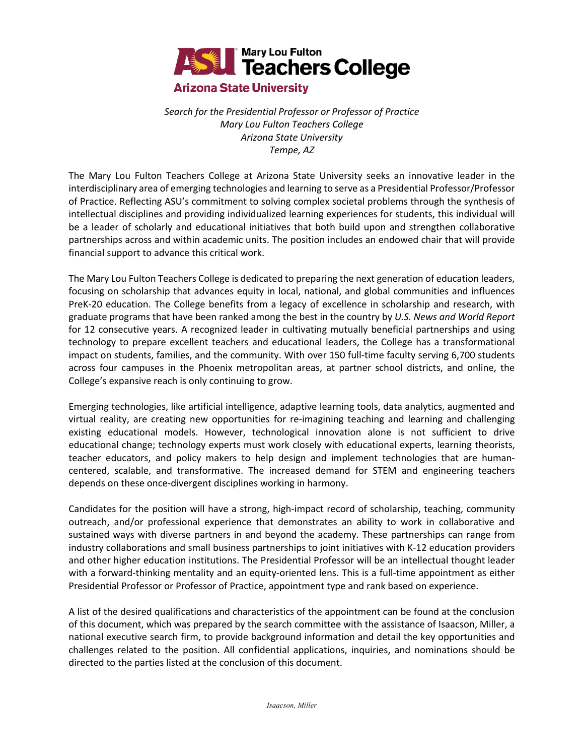# ASU Mary Lou Fulton Teachers College
## Arizona State University

*Search for the Presidential Professor or Professor of Practice*
*Mary Lou Fulton Teachers College*
*Arizona State University*
*Tempe, AZ*

The Mary Lou Fulton Teachers College at Arizona State University seeks an innovative leader in the interdisciplinary area of emerging technologies and learning to serve as a Presidential Professor/Professor of Practice. Reflecting ASU's commitment to solving complex societal problems through the synthesis of intellectual disciplines and providing individualized learning experiences for students, this individual will be a leader of scholarly and educational initiatives that both build upon and strengthen collaborative partnerships across and within academic units. The position includes an endowed chair that will provide financial support to advance this critical work.

The Mary Lou Fulton Teachers College is dedicated to preparing the next generation of education leaders, focusing on scholarship that advances equity in local, national, and global communities and influences PreK-20 education. The College benefits from a legacy of excellence in scholarship and research, with graduate programs that have been ranked among the best in the country by *U.S. News and World Report* for 12 consecutive years. A recognized leader in cultivating mutually beneficial partnerships and using technology to prepare excellent teachers and educational leaders, the College has a transformational impact on students, families, and the community. With over 150 full-time faculty serving 6,700 students across four campuses in the Phoenix metropolitan areas, at partner school districts, and online, the College's expansive reach is only continuing to grow.

Emerging technologies, like artificial intelligence, adaptive learning tools, data analytics, augmented and virtual reality, are creating new opportunities for re-imagining teaching and learning and challenging existing educational models. However, technological innovation alone is not sufficient to drive educational change; technology experts must work closely with educational experts, learning theorists, teacher educators, and policy makers to help design and implement technologies that are human-centered, scalable, and transformative. The increased demand for STEM and engineering teachers depends on these once-divergent disciplines working in harmony.

Candidates for the position will have a strong, high-impact record of scholarship, teaching, community outreach, and/or professional experience that demonstrates an ability to work in collaborative and sustained ways with diverse partners in and beyond the academy. These partnerships can range from industry collaborations and small business partnerships to joint initiatives with K-12 education providers and other higher education institutions. The Presidential Professor will be an intellectual thought leader with a forward-thinking mentality and an equity-oriented lens. This is a full-time appointment as either Presidential Professor or Professor of Practice, appointment type and rank based on experience.

A list of the desired qualifications and characteristics of the appointment can be found at the conclusion of this document, which was prepared by the search committee with the assistance of Isaacson, Miller, a national executive search firm, to provide background information and detail the key opportunities and challenges related to the position. All confidential applications, inquiries, and nominations should be directed to the parties listed at the conclusion of this document.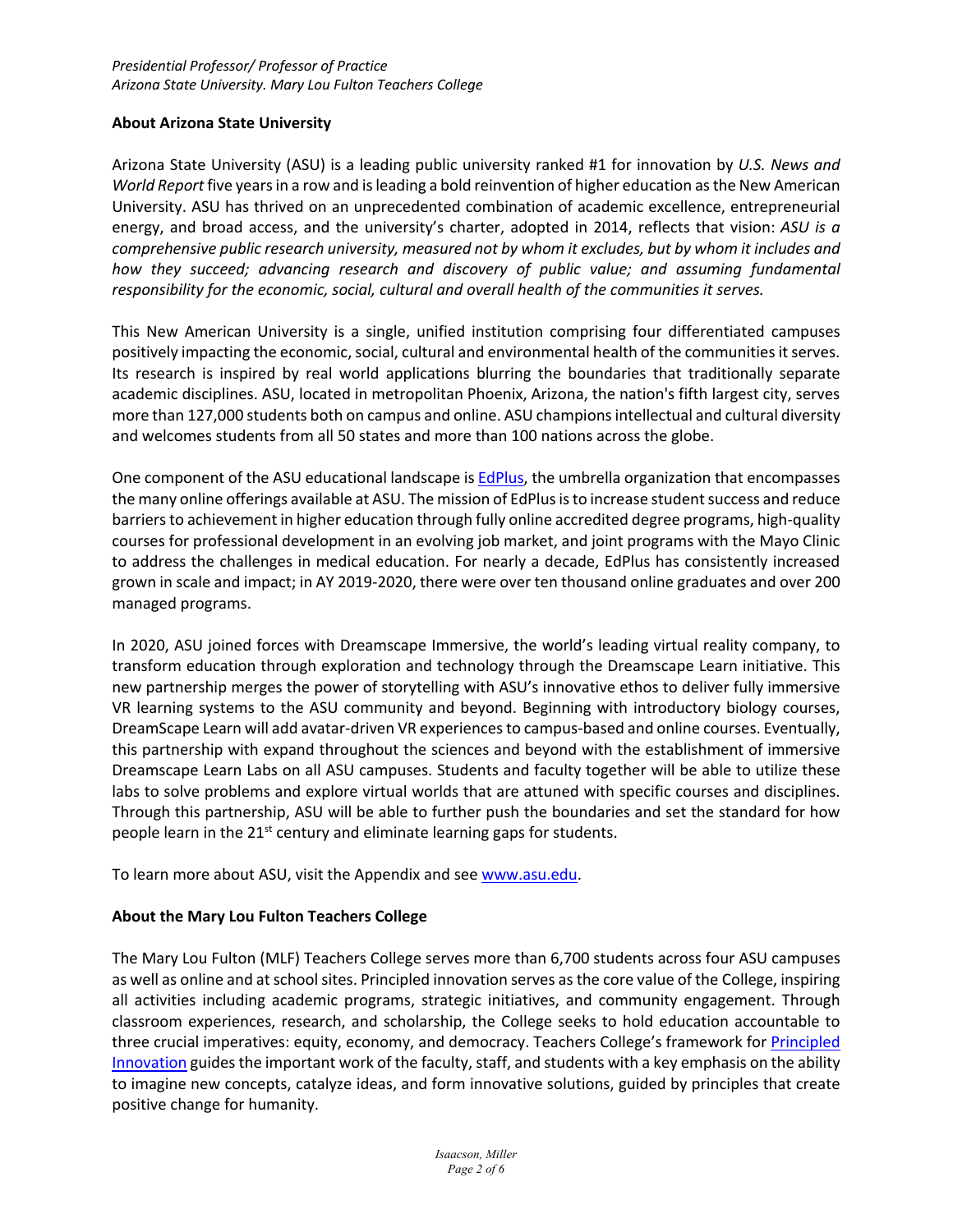*Presidential Professor/ Professor of Practice*
*Arizona State University. Mary Lou Fulton Teachers College*

**About Arizona State University**

Arizona State University (ASU) is a leading public university ranked #1 for innovation by *U.S. News and World Report* five years in a row and is leading a bold reinvention of higher education as the New American University. ASU has thrived on an unprecedented combination of academic excellence, entrepreneurial energy, and broad access, and the university's charter, adopted in 2014, reflects that vision: *ASU is a comprehensive public research university, measured not by whom it excludes, but by whom it includes and how they succeed; advancing research and discovery of public value; and assuming fundamental responsibility for the economic, social, cultural and overall health of the communities it serves.*

This New American University is a single, unified institution comprising four differentiated campuses positively impacting the economic, social, cultural and environmental health of the communities it serves. Its research is inspired by real world applications blurring the boundaries that traditionally separate academic disciplines. ASU, located in metropolitan Phoenix, Arizona, the nation's fifth largest city, serves more than 127,000 students both on campus and online. ASU champions intellectual and cultural diversity and welcomes students from all 50 states and more than 100 nations across the globe.

One component of the ASU educational landscape is EdPlus, the umbrella organization that encompasses the many online offerings available at ASU. The mission of EdPlus is to increase student success and reduce barriers to achievement in higher education through fully online accredited degree programs, high-quality courses for professional development in an evolving job market, and joint programs with the Mayo Clinic to address the challenges in medical education. For nearly a decade, EdPlus has consistently increased grown in scale and impact; in AY 2019-2020, there were over ten thousand online graduates and over 200 managed programs.

In 2020, ASU joined forces with Dreamscape Immersive, the world's leading virtual reality company, to transform education through exploration and technology through the Dreamscape Learn initiative. This new partnership merges the power of storytelling with ASU's innovative ethos to deliver fully immersive VR learning systems to the ASU community and beyond. Beginning with introductory biology courses, DreamScape Learn will add avatar-driven VR experiences to campus-based and online courses. Eventually, this partnership with expand throughout the sciences and beyond with the establishment of immersive Dreamscape Learn Labs on all ASU campuses. Students and faculty together will be able to utilize these labs to solve problems and explore virtual worlds that are attuned with specific courses and disciplines. Through this partnership, ASU will be able to further push the boundaries and set the standard for how people learn in the 21st century and eliminate learning gaps for students.

To learn more about ASU, visit the Appendix and see www.asu.edu.

**About the Mary Lou Fulton Teachers College**

The Mary Lou Fulton (MLF) Teachers College serves more than 6,700 students across four ASU campuses as well as online and at school sites. Principled innovation serves as the core value of the College, inspiring all activities including academic programs, strategic initiatives, and community engagement. Through classroom experiences, research, and scholarship, the College seeks to hold education accountable to three crucial imperatives: equity, economy, and democracy. Teachers College's framework for Principled Innovation guides the important work of the faculty, staff, and students with a key emphasis on the ability to imagine new concepts, catalyze ideas, and form innovative solutions, guided by principles that create positive change for humanity.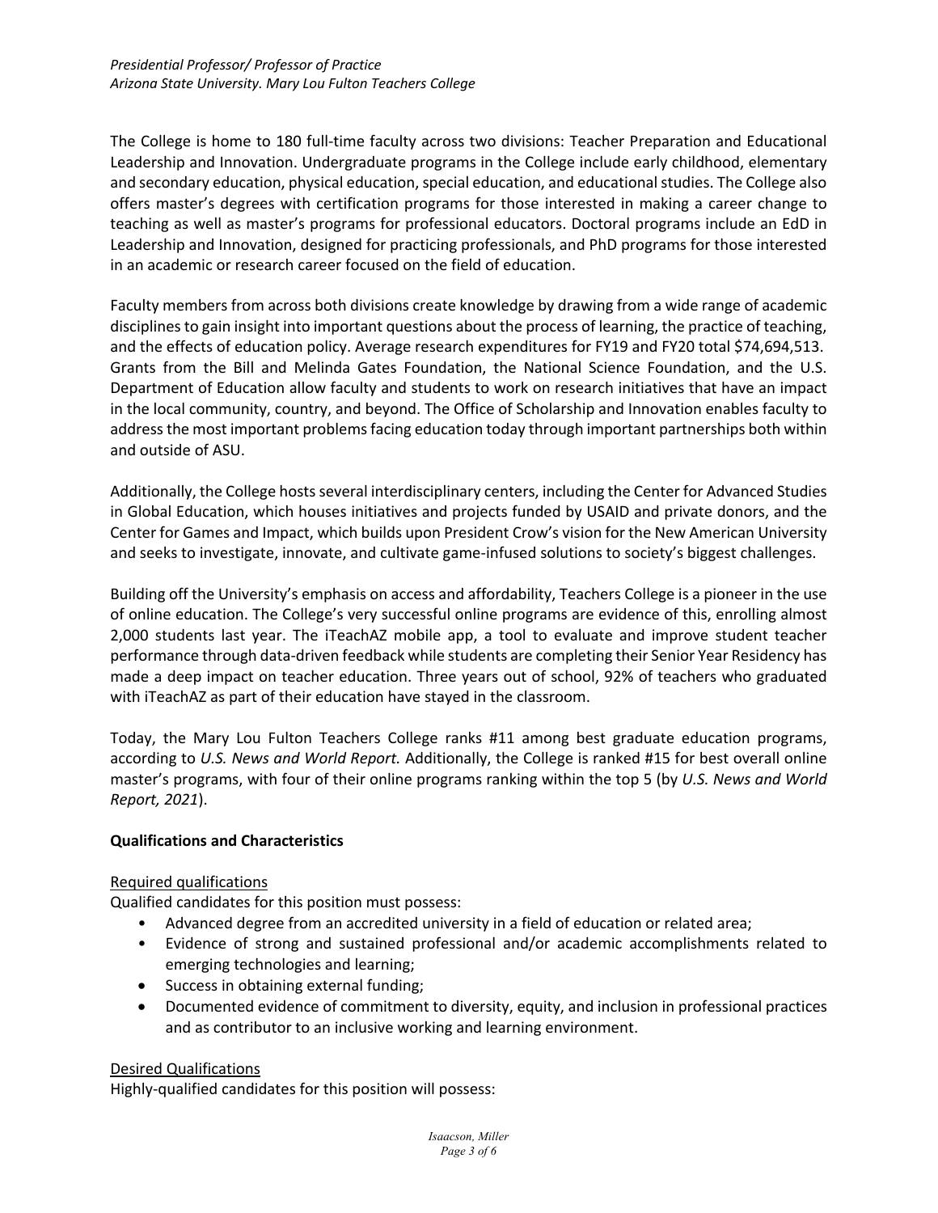The College is home to 180 full-time faculty across two divisions: Teacher Preparation and Educational Leadership and Innovation. Undergraduate programs in the College include early childhood, elementary and secondary education, physical education, special education, and educational studies. The College also offers master's degrees with certification programs for those interested in making a career change to teaching as well as master's programs for professional educators. Doctoral programs include an EdD in Leadership and Innovation, designed for practicing professionals, and PhD programs for those interested in an academic or research career focused on the field of education.

Faculty members from across both divisions create knowledge by drawing from a wide range of academic disciplines to gain insight into important questions about the process of learning, the practice of teaching, and the effects of education policy. Average research expenditures for FY19 and FY20 total $74,694,513. Grants from the Bill and Melinda Gates Foundation, the National Science Foundation, and the U.S. Department of Education allow faculty and students to work on research initiatives that have an impact in the local community, country, and beyond. The Office of Scholarship and Innovation enables faculty to address the most important problems facing education today through important partnerships both within and outside of ASU.

Additionally, the College hosts several interdisciplinary centers, including the Center for Advanced Studies in Global Education, which houses initiatives and projects funded by USAID and private donors, and the Center for Games and Impact, which builds upon President Crow's vision for the New American University and seeks to investigate, innovate, and cultivate game-infused solutions to society's biggest challenges.

Building off the University's emphasis on access and affordability, Teachers College is a pioneer in the use of online education. The College's very successful online programs are evidence of this, enrolling almost 2,000 students last year. The iTeachAZ mobile app, a tool to evaluate and improve student teacher performance through data-driven feedback while students are completing their Senior Year Residency has made a deep impact on teacher education. Three years out of school, 92% of teachers who graduated with iTeachAZ as part of their education have stayed in the classroom.

Today, the Mary Lou Fulton Teachers College ranks #11 among best graduate education programs, according to *U.S. News and World Report.* Additionally, the College is ranked #15 for best overall online master's programs, with four of their online programs ranking within the top 5 (by *U.S. News and World Report, 2021*).

**Qualifications and Characteristics**

Required qualifications

Qualified candidates for this position must possess:

- Advanced degree from an accredited university in a field of education or related area;
- Evidence of strong and sustained professional and/or academic accomplishments related to emerging technologies and learning;
- Success in obtaining external funding;
- Documented evidence of commitment to diversity, equity, and inclusion in professional practices and as contributor to an inclusive working and learning environment.

Desired Qualifications

Highly-qualified candidates for this position will possess: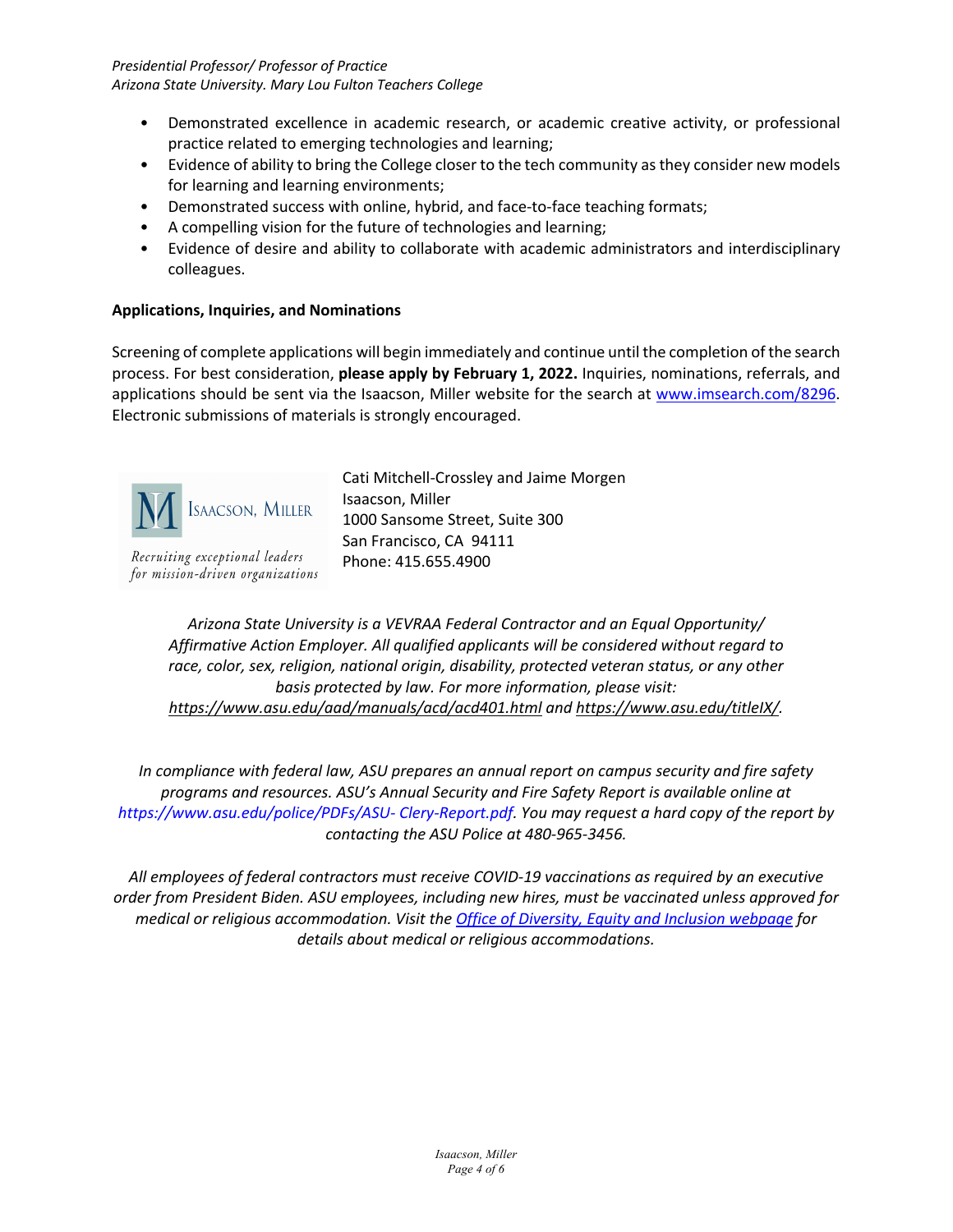- Demonstrated excellence in academic research, or academic creative activity, or professional practice related to emerging technologies and learning;
- Evidence of ability to bring the College closer to the tech community as they consider new models for learning and learning environments;
- Demonstrated success with online, hybrid, and face-to-face teaching formats;
- A compelling vision for the future of technologies and learning;
- Evidence of desire and ability to collaborate with academic administrators and interdisciplinary colleagues.

**Applications, Inquiries, and Nominations**

Screening of complete applications will begin immediately and continue until the completion of the search process. For best consideration, **please apply by February 1, 2022.** Inquiries, nominations, referrals, and applications should be sent via the Isaacson, Miller website for the search at www.imsearch.com/8296. Electronic submissions of materials is strongly encouraged.

Isaacson, Miller
*Recruiting exceptional leaders for mission-driven organizations*

Cati Mitchell-Crossley and Jaime Morgen
Isaacson, Miller
1000 Sansome Street, Suite 300
San Francisco, CA 94111
Phone: 415.655.4900

*Arizona State University is a VEVRAA Federal Contractor and an Equal Opportunity/ Affirmative Action Employer. All qualified applicants will be considered without regard to race, color, sex, religion, national origin, disability, protected veteran status, or any other basis protected by law. For more information, please visit: https://www.asu.edu/aad/manuals/acd/acd401.html and https://www.asu.edu/titleIX/.*

*In compliance with federal law, ASU prepares an annual report on campus security and fire safety programs and resources. ASU's Annual Security and Fire Safety Report is available online at https://www.asu.edu/police/PDFs/ASU- Clery-Report.pdf. You may request a hard copy of the report by contacting the ASU Police at 480-965-3456.*

*All employees of federal contractors must receive COVID-19 vaccinations as required by an executive order from President Biden. ASU employees, including new hires, must be vaccinated unless approved for medical or religious accommodation. Visit the Office of Diversity, Equity and Inclusion webpage for details about medical or religious accommodations.*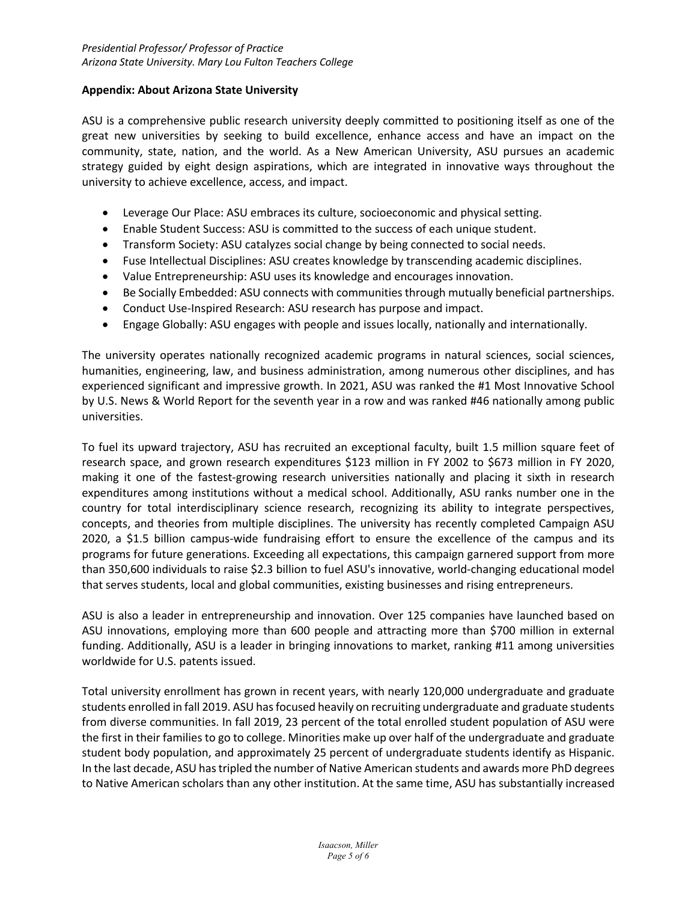## Appendix: About Arizona State University

ASU is a comprehensive public research university deeply committed to positioning itself as one of the great new universities by seeking to build excellence, enhance access and have an impact on the community, state, nation, and the world. As a New American University, ASU pursues an academic strategy guided by eight design aspirations, which are integrated in innovative ways throughout the university to achieve excellence, access, and impact.

- Leverage Our Place: ASU embraces its culture, socioeconomic and physical setting.
- Enable Student Success: ASU is committed to the success of each unique student.
- Transform Society: ASU catalyzes social change by being connected to social needs.
- Fuse Intellectual Disciplines: ASU creates knowledge by transcending academic disciplines.
- Value Entrepreneurship: ASU uses its knowledge and encourages innovation.
- Be Socially Embedded: ASU connects with communities through mutually beneficial partnerships.
- Conduct Use-Inspired Research: ASU research has purpose and impact.
- Engage Globally: ASU engages with people and issues locally, nationally and internationally.

The university operates nationally recognized academic programs in natural sciences, social sciences, humanities, engineering, law, and business administration, among numerous other disciplines, and has experienced significant and impressive growth. In 2021, ASU was ranked the #1 Most Innovative School by U.S. News & World Report for the seventh year in a row and was ranked #46 nationally among public universities.

To fuel its upward trajectory, ASU has recruited an exceptional faculty, built 1.5 million square feet of research space, and grown research expenditures $123 million in FY 2002 to $673 million in FY 2020, making it one of the fastest-growing research universities nationally and placing it sixth in research expenditures among institutions without a medical school. Additionally, ASU ranks number one in the country for total interdisciplinary science research, recognizing its ability to integrate perspectives, concepts, and theories from multiple disciplines. The university has recently completed Campaign ASU 2020, a $1.5 billion campus-wide fundraising effort to ensure the excellence of the campus and its programs for future generations. Exceeding all expectations, this campaign garnered support from more than 350,600 individuals to raise $2.3 billion to fuel ASU's innovative, world-changing educational model that serves students, local and global communities, existing businesses and rising entrepreneurs.

ASU is also a leader in entrepreneurship and innovation. Over 125 companies have launched based on ASU innovations, employing more than 600 people and attracting more than $700 million in external funding. Additionally, ASU is a leader in bringing innovations to market, ranking #11 among universities worldwide for U.S. patents issued.

Total university enrollment has grown in recent years, with nearly 120,000 undergraduate and graduate students enrolled in fall 2019. ASU has focused heavily on recruiting undergraduate and graduate students from diverse communities. In fall 2019, 23 percent of the total enrolled student population of ASU were the first in their families to go to college. Minorities make up over half of the undergraduate and graduate student body population, and approximately 25 percent of undergraduate students identify as Hispanic. In the last decade, ASU has tripled the number of Native American students and awards more PhD degrees to Native American scholars than any other institution. At the same time, ASU has substantially increased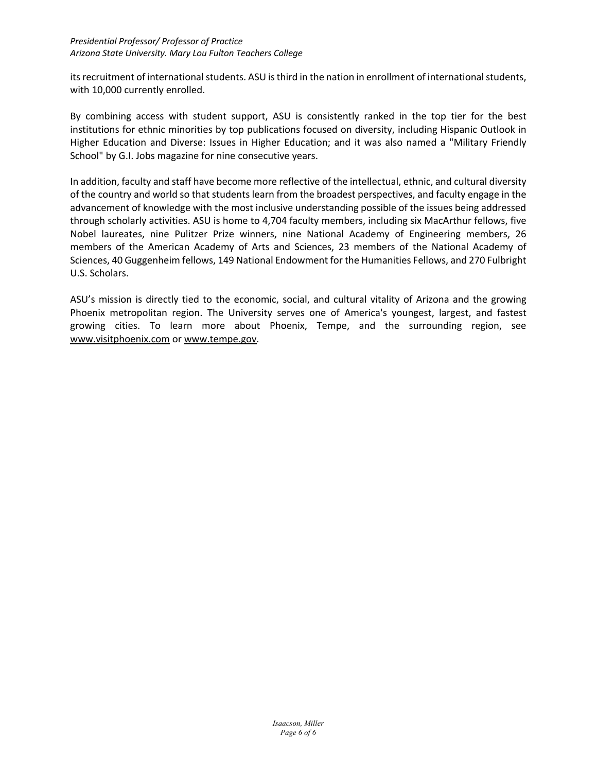its recruitment of international students. ASU is third in the nation in enrollment of international students, with 10,000 currently enrolled.

By combining access with student support, ASU is consistently ranked in the top tier for the best institutions for ethnic minorities by top publications focused on diversity, including Hispanic Outlook in Higher Education and Diverse: Issues in Higher Education; and it was also named a "Military Friendly School" by G.I. Jobs magazine for nine consecutive years.

In addition, faculty and staff have become more reflective of the intellectual, ethnic, and cultural diversity of the country and world so that students learn from the broadest perspectives, and faculty engage in the advancement of knowledge with the most inclusive understanding possible of the issues being addressed through scholarly activities. ASU is home to 4,704 faculty members, including six MacArthur fellows, five Nobel laureates, nine Pulitzer Prize winners, nine National Academy of Engineering members, 26 members of the American Academy of Arts and Sciences, 23 members of the National Academy of Sciences, 40 Guggenheim fellows, 149 National Endowment for the Humanities Fellows, and 270 Fulbright U.S. Scholars.

ASU's mission is directly tied to the economic, social, and cultural vitality of Arizona and the growing Phoenix metropolitan region. The University serves one of America's youngest, largest, and fastest growing cities. To learn more about Phoenix, Tempe, and the surrounding region, see www.visitphoenix.com or www.tempe.gov.